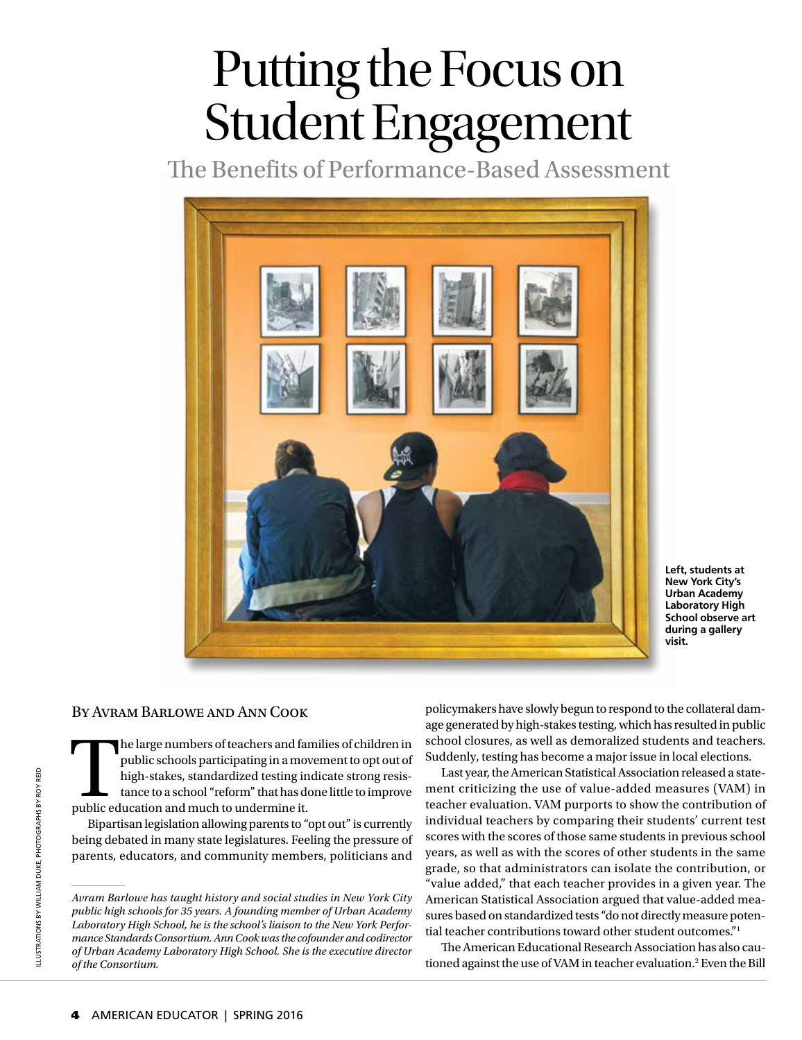# Putting the Focus on Student Engagement

## The Benefits of Performance-Based Assessment

Left, students at New York City's Urban Academy Laboratory High School observe art during a gallery visit.

ILLUSTRATIONS BY WILLIAM DUKE, PHOTOGRAPHS BY ROY REID

By Avram Barlowe and Ann Cook

The large numbers of teachers and families of children in public schools participating in a movement to opt out of high-stakes, standardized testing indicate strong resistance to a school "reform" that has done little to improve public education and much to undermine it.

Bipartisan legislation allowing parents to "opt out" is currently being debated in many state legislatures. Feeling the pressure of parents, educators, and community members, politicians and policymakers have slowly begun to respond to the collateral damage generated by high-stakes testing, which has resulted in public school closures, as well as demoralized students and teachers. Suddenly, testing has become a major issue in local elections.

Last year, the American Statistical Association released a statement criticizing the use of value-added measures (VAM) in teacher evaluation. VAM purports to show the contribution of individual teachers by comparing their students' current test scores with the scores of those same students in previous school years, as well as with the scores of other students in the same grade, so that administrators can isolate the contribution, or "value added," that each teacher provides in a given year. The American Statistical Association argued that value-added measures based on standardized tests "do not directly measure potential teacher contributions toward other student outcomes."[1]

The American Educational Research Association has also cautioned against the use of VAM in teacher evaluation.[2] Even the Bill

---

*Avram Barlowe has taught history and social studies in New York City public high schools for 35 years. A founding member of Urban Academy Laboratory High School, he is the school's liaison to the New York Performance Standards Consortium. Ann Cook was the cofounder and codirector of Urban Academy Laboratory High School. She is the executive director of the Consortium.*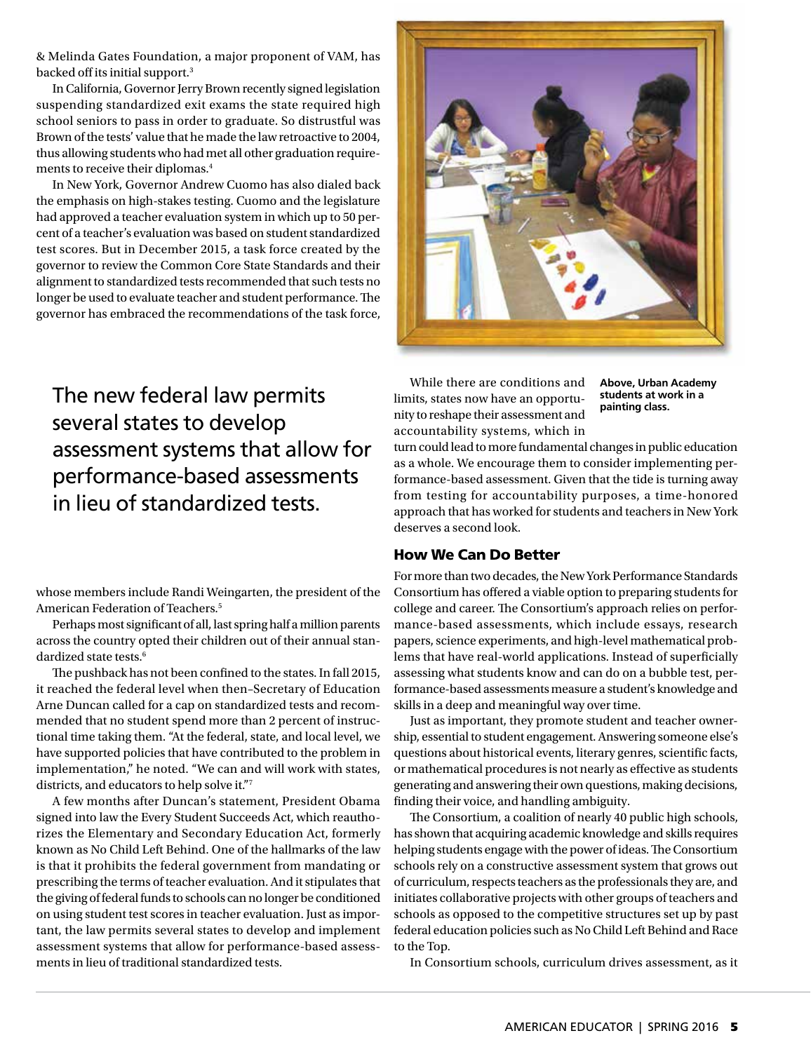& Melinda Gates Foundation, a major proponent of VAM, has backed off its initial support.[3]

In California, Governor Jerry Brown recently signed legislation suspending standardized exit exams the state required high school seniors to pass in order to graduate. So distrustful was Brown of the tests' value that he made the law retroactive to 2004, thus allowing students who had met all other graduation requirements to receive their diplomas.[4]

In New York, Governor Andrew Cuomo has also dialed back the emphasis on high-stakes testing. Cuomo and the legislature had approved a teacher evaluation system in which up to 50 percent of a teacher's evaluation was based on student standardized test scores. But in December 2015, a task force created by the governor to review the Common Core State Standards and their alignment to standardized tests recommended that such tests no longer be used to evaluate teacher and student performance. The governor has embraced the recommendations of the task force, whose members include Randi Weingarten, the president of the American Federation of Teachers.[5]

> The new federal law permits several states to develop assessment systems that allow for performance-based assessments in lieu of standardized tests.

Perhaps most significant of all, last spring half a million parents across the country opted their children out of their annual standardized state tests.[6]

The pushback has not been confined to the states. In fall 2015, it reached the federal level when then–Secretary of Education Arne Duncan called for a cap on standardized tests and recommended that no student spend more than 2 percent of instructional time taking them. "At the federal, state, and local level, we have supported policies that have contributed to the problem in implementation," he noted. "We can and will work with states, districts, and educators to help solve it."[7]

A few months after Duncan's statement, President Obama signed into law the Every Student Succeeds Act, which reauthorizes the Elementary and Secondary Education Act, formerly known as No Child Left Behind. One of the hallmarks of the law is that it prohibits the federal government from mandating or prescribing the terms of teacher evaluation. And it stipulates that the giving of federal funds to schools can no longer be conditioned on using student test scores in teacher evaluation. Just as important, the law permits several states to develop and implement assessment systems that allow for performance-based assessments in lieu of traditional standardized tests.

**Above, Urban Academy students at work in a painting class.**

While there are conditions and limits, states now have an opportunity to reshape their assessment and accountability systems, which in turn could lead to more fundamental changes in public education as a whole. We encourage them to consider implementing performance-based assessment. Given that the tide is turning away from testing for accountability purposes, a time-honored approach that has worked for students and teachers in New York deserves a second look.

## How We Can Do Better

For more than two decades, the New York Performance Standards Consortium has offered a viable option to preparing students for college and career. The Consortium's approach relies on performance-based assessments, which include essays, research papers, science experiments, and high-level mathematical problems that have real-world applications. Instead of superficially assessing what students know and can do on a bubble test, performance-based assessments measure a student's knowledge and skills in a deep and meaningful way over time.

Just as important, they promote student and teacher ownership, essential to student engagement. Answering someone else's questions about historical events, literary genres, scientific facts, or mathematical procedures is not nearly as effective as students generating and answering their own questions, making decisions, finding their voice, and handling ambiguity.

The Consortium, a coalition of nearly 40 public high schools, has shown that acquiring academic knowledge and skills requires helping students engage with the power of ideas. The Consortium schools rely on a constructive assessment system that grows out of curriculum, respects teachers as the professionals they are, and initiates collaborative projects with other groups of teachers and schools as opposed to the competitive structures set up by past federal education policies such as No Child Left Behind and Race to the Top.

In Consortium schools, curriculum drives assessment, as it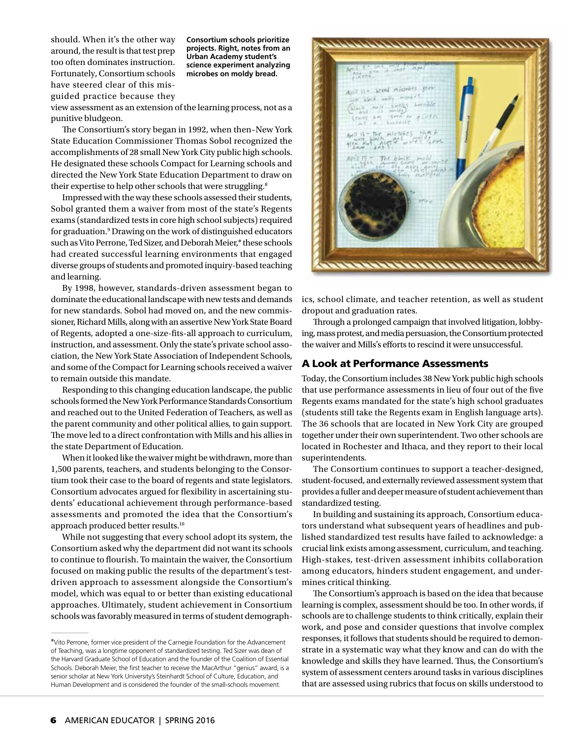should. When it's the other way around, the result is that test prep too often dominates instruction. Fortunately, Consortium schools have steered clear of this misguided practice because they view assessment as an extension of the learning process, not as a punitive bludgeon.

**Consortium schools prioritize projects. Right, notes from an Urban Academy student's science experiment analyzing microbes on moldy bread.**

The Consortium's story began in 1992, when then–New York State Education Commissioner Thomas Sobol recognized the accomplishments of 28 small New York City public high schools. He designated these schools Compact for Learning schools and directed the New York State Education Department to draw on their expertise to help other schools that were struggling.[8]

Impressed with the way these schools assessed their students, Sobol granted them a waiver from most of the state's Regents exams (standardized tests in core high school subjects) required for graduation.[9] Drawing on the work of distinguished educators such as Vito Perrone, Ted Sizer, and Deborah Meier,* these schools had created successful learning environments that engaged diverse groups of students and promoted inquiry-based teaching and learning.

By 1998, however, standards-driven assessment began to dominate the educational landscape with new tests and demands for new standards. Sobol had moved on, and the new commissioner, Richard Mills, along with an assertive New York State Board of Regents, adopted a one-size-fits-all approach to curriculum, instruction, and assessment. Only the state's private school association, the New York State Association of Independent Schools, and some of the Compact for Learning schools received a waiver to remain outside this mandate.

Responding to this changing education landscape, the public schools formed the New York Performance Standards Consortium and reached out to the United Federation of Teachers, as well as the parent community and other political allies, to gain support. The move led to a direct confrontation with Mills and his allies in the state Department of Education.

When it looked like the waiver might be withdrawn, more than 1,500 parents, teachers, and students belonging to the Consortium took their case to the board of regents and state legislators. Consortium advocates argued for flexibility in ascertaining students' educational achievement through performance-based assessments and promoted the idea that the Consortium's approach produced better results.[10]

While not suggesting that every school adopt its system, the Consortium asked why the department did not want its schools to continue to flourish. To maintain the waiver, the Consortium focused on making public the results of the department's test-driven approach to assessment alongside the Consortium's model, which was equal to or better than existing educational approaches. Ultimately, student achievement in Consortium schools was favorably measured in terms of student demographics, school climate, and teacher retention, as well as student dropout and graduation rates.

Through a prolonged campaign that involved litigation, lobbying, mass protest, and media persuasion, the Consortium protected the waiver and Mills's efforts to rescind it were unsuccessful.

## A Look at Performance Assessments

Today, the Consortium includes 38 New York public high schools that use performance assessments in lieu of four out of the five Regents exams mandated for the state's high school graduates (students still take the Regents exam in English language arts). The 36 schools that are located in New York City are grouped together under their own superintendent. Two other schools are located in Rochester and Ithaca, and they report to their local superintendents.

The Consortium continues to support a teacher-designed, student-focused, and externally reviewed assessment system that provides a fuller and deeper measure of student achievement than standardized testing.

In building and sustaining its approach, Consortium educators understand what subsequent years of headlines and published standardized test results have failed to acknowledge: a crucial link exists among assessment, curriculum, and teaching. High-stakes, test-driven assessment inhibits collaboration among educators, hinders student engagement, and undermines critical thinking.

The Consortium's approach is based on the idea that because learning is complex, assessment should be too. In other words, if schools are to challenge students to think critically, explain their work, and pose and consider questions that involve complex responses, it follows that students should be required to demonstrate in a systematic way what they know and can do with the knowledge and skills they have learned. Thus, the Consortium's system of assessment centers around tasks in various disciplines that are assessed using rubrics that focus on skills understood to

---

*Vito Perrone, former vice president of the Carnegie Foundation for the Advancement of Teaching, was a longtime opponent of standardized testing. Ted Sizer was dean of the Harvard Graduate School of Education and the founder of the Coalition of Essential Schools. Deborah Meier, the first teacher to receive the MacArthur "genius" award, is a senior scholar at New York University's Steinhardt School of Culture, Education, and Human Development and is considered the founder of the small-schools movement.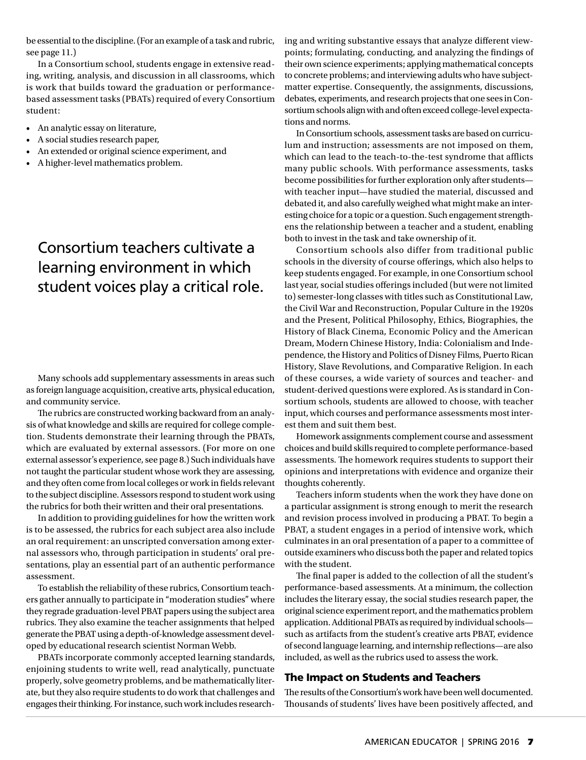be essential to the discipline. (For an example of a task and rubric, see page 11.)

In a Consortium school, students engage in extensive reading, writing, analysis, and discussion in all classrooms, which is work that builds toward the graduation or performance-based assessment tasks (PBATs) required of every Consortium student:

- An analytic essay on literature,
- A social studies research paper,
- An extended or original science experiment, and
- A higher-level mathematics problem.

> Consortium teachers cultivate a learning environment in which student voices play a critical role.

Many schools add supplementary assessments in areas such as foreign language acquisition, creative arts, physical education, and community service.

The rubrics are constructed working backward from an analysis of what knowledge and skills are required for college completion. Students demonstrate their learning through the PBATs, which are evaluated by external assessors. (For more on one external assessor's experience, see page 8.) Such individuals have not taught the particular student whose work they are assessing, and they often come from local colleges or work in fields relevant to the subject discipline. Assessors respond to student work using the rubrics for both their written and their oral presentations.

In addition to providing guidelines for how the written work is to be assessed, the rubrics for each subject area also include an oral requirement: an unscripted conversation among external assessors who, through participation in students' oral presentations, play an essential part of an authentic performance assessment.

To establish the reliability of these rubrics, Consortium teachers gather annually to participate in "moderation studies" where they regrade graduation-level PBAT papers using the subject area rubrics. They also examine the teacher assignments that helped generate the PBAT using a depth-of-knowledge assessment developed by educational research scientist Norman Webb.

PBATs incorporate commonly accepted learning standards, enjoining students to write well, read analytically, punctuate properly, solve geometry problems, and be mathematically literate, but they also require students to do work that challenges and engages their thinking. For instance, such work includes researching and writing substantive essays that analyze different viewpoints; formulating, conducting, and analyzing the findings of their own science experiments; applying mathematical concepts to concrete problems; and interviewing adults who have subject-matter expertise. Consequently, the assignments, discussions, debates, experiments, and research projects that one sees in Consortium schools align with and often exceed college-level expectations and norms.

In Consortium schools, assessment tasks are based on curriculum and instruction; assessments are not imposed on them, which can lead to the teach-to-the-test syndrome that afflicts many public schools. With performance assessments, tasks become possibilities for further exploration only after students—with teacher input—have studied the material, discussed and debated it, and also carefully weighed what might make an interesting choice for a topic or a question. Such engagement strengthens the relationship between a teacher and a student, enabling both to invest in the task and take ownership of it.

Consortium schools also differ from traditional public schools in the diversity of course offerings, which also helps to keep students engaged. For example, in one Consortium school last year, social studies offerings included (but were not limited to) semester-long classes with titles such as Constitutional Law, the Civil War and Reconstruction, Popular Culture in the 1920s and the Present, Political Philosophy, Ethics, Biographies, the History of Black Cinema, Economic Policy and the American Dream, Modern Chinese History, India: Colonialism and Independence, the History and Politics of Disney Films, Puerto Rican History, Slave Revolutions, and Comparative Religion. In each of these courses, a wide variety of sources and teacher- and student-derived questions were explored. As is standard in Consortium schools, students are allowed to choose, with teacher input, which courses and performance assessments most interest them and suit them best.

Homework assignments complement course and assessment choices and build skills required to complete performance-based assessments. The homework requires students to support their opinions and interpretations with evidence and organize their thoughts coherently.

Teachers inform students when the work they have done on a particular assignment is strong enough to merit the research and revision process involved in producing a PBAT. To begin a PBAT, a student engages in a period of intensive work, which culminates in an oral presentation of a paper to a committee of outside examiners who discuss both the paper and related topics with the student.

The final paper is added to the collection of all the student's performance-based assessments. At a minimum, the collection includes the literary essay, the social studies research paper, the original science experiment report, and the mathematics problem application. Additional PBATs as required by individual schools—such as artifacts from the student's creative arts PBAT, evidence of second language learning, and internship reflections—are also included, as well as the rubrics used to assess the work.

## The Impact on Students and Teachers

The results of the Consortium's work have been well documented. Thousands of students' lives have been positively affected, and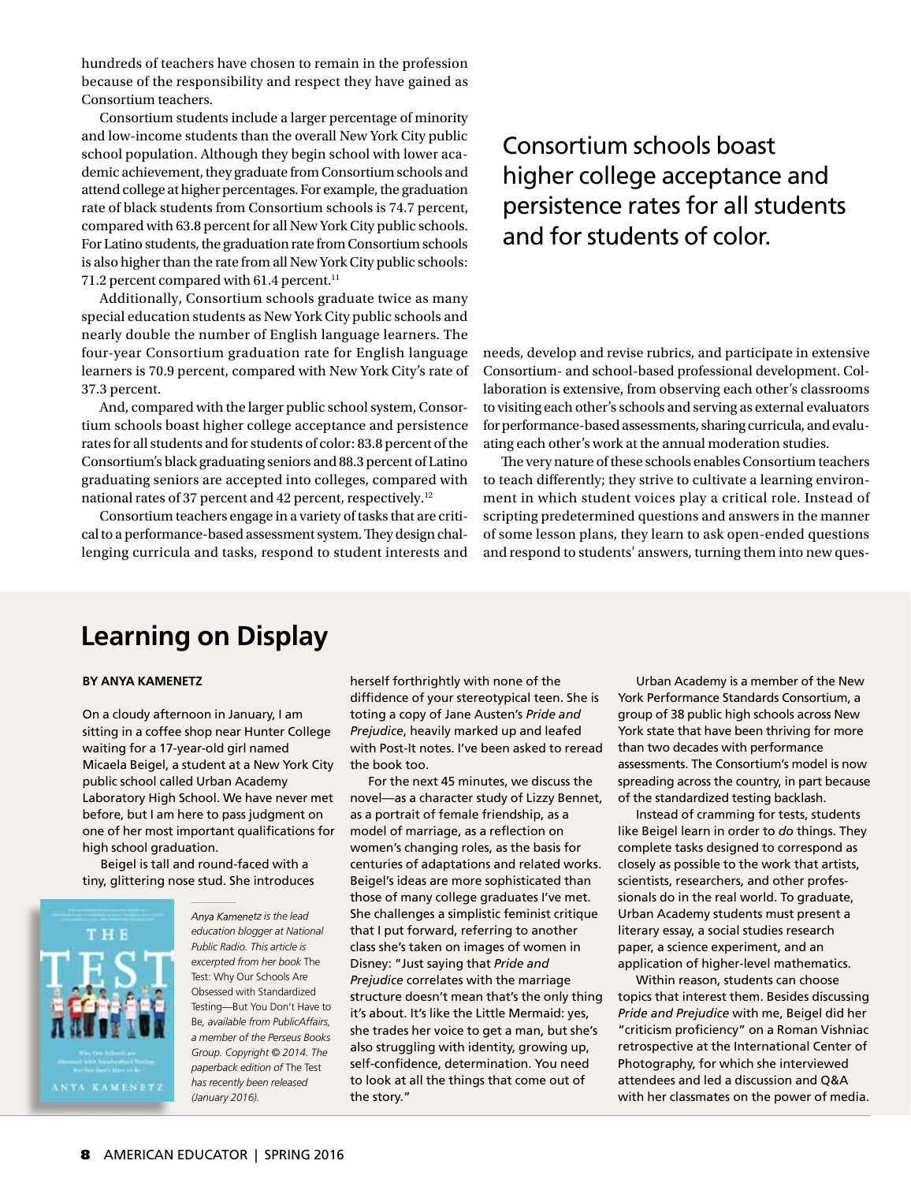hundreds of teachers have chosen to remain in the profession because of the responsibility and respect they have gained as Consortium teachers.

Consortium students include a larger percentage of minority and low-income students than the overall New York City public school population. Although they begin school with lower academic achievement, they graduate from Consortium schools and attend college at higher percentages. For example, the graduation rate of black students from Consortium schools is 74.7 percent, compared with 63.8 percent for all New York City public schools. For Latino students, the graduation rate from Consortium schools is also higher than the rate from all New York City public schools: 71.2 percent compared with 61.4 percent.[11]

Additionally, Consortium schools graduate twice as many special education students as New York City public schools and nearly double the number of English language learners. The four-year Consortium graduation rate for English language learners is 70.9 percent, compared with New York City's rate of 37.3 percent.

And, compared with the larger public school system, Consortium schools boast higher college acceptance and persistence rates for all students and for students of color: 83.8 percent of the Consortium's black graduating seniors and 88.3 percent of Latino graduating seniors are accepted into colleges, compared with national rates of 37 percent and 42 percent, respectively.[12]

Consortium teachers engage in a variety of tasks that are critical to a performance-based assessment system. They design challenging curricula and tasks, respond to student interests and needs, develop and revise rubrics, and participate in extensive Consortium- and school-based professional development. Collaboration is extensive, from observing each other's classrooms to visiting each other's schools and serving as external evaluators for performance-based assessments, sharing curricula, and evaluating each other's work at the annual moderation studies.

The very nature of these schools enables Consortium teachers to teach differently; they strive to cultivate a learning environment in which student voices play a critical role. Instead of scripting predetermined questions and answers in the manner of some lesson plans, they learn to ask open-ended questions and respond to students' answers, turning them into new ques-

> Consortium schools boast higher college acceptance and persistence rates for all students and for students of color.

## Learning on Display

**BY ANYA KAMENETZ**

On a cloudy afternoon in January, I am sitting in a coffee shop near Hunter College waiting for a 17-year-old girl named Micaela Beigel, a student at a New York City public school called Urban Academy Laboratory High School. We have never met before, but I am here to pass judgment on one of her most important qualifications for high school graduation.

Beigel is tall and round-faced with a tiny, glittering nose stud. She introduces herself forthrightly with none of the diffidence of your stereotypical teen. She is toting a copy of Jane Austen's *Pride and Prejudice*, heavily marked up and leafed with Post-It notes. I've been asked to reread the book too.

For the next 45 minutes, we discuss the novel—as a character study of Lizzy Bennet, as a portrait of female friendship, as a model of marriage, as a reflection on women's changing roles, as the basis for centuries of adaptations and related works. Beigel's ideas are more sophisticated than those of many college graduates I've met. She challenges a simplistic feminist critique that I put forward, referring to another class she's taken on images of women in Disney: "Just saying that *Pride and Prejudice* correlates with the marriage structure doesn't mean that's the only thing it's about. It's like the Little Mermaid: yes, she trades her voice to get a man, but she's also struggling with identity, growing up, self-confidence, determination. You need to look at all the things that come out of the story."

Urban Academy is a member of the New York Performance Standards Consortium, a group of 38 public high schools across New York state that have been thriving for more than two decades with performance assessments. The Consortium's model is now spreading across the country, in part because of the standardized testing backlash.

Instead of cramming for tests, students like Beigel learn in order to *do* things. They complete tasks designed to correspond as closely as possible to the work that artists, scientists, researchers, and other professionals do in the real world. To graduate, Urban Academy students must present a literary essay, a social studies research paper, a science experiment, and an application of higher-level mathematics.

Within reason, students can choose topics that interest them. Besides discussing *Pride and Prejudice* with me, Beigel did her "criticism proficiency" on a Roman Vishniac retrospective at the International Center of Photography, for which she interviewed attendees and led a discussion and Q&A with her classmates on the power of media.

*Anya Kamenetz is the lead education blogger at National Public Radio. This article is excerpted from her book* The Test: Why Our Schools Are Obsessed with Standardized Testing—But You Don't Have to Be, *available from PublicAffairs, a member of the Perseus Books Group. Copyright © 2014. The paperback edition of* The Test *has recently been released (January 2016).*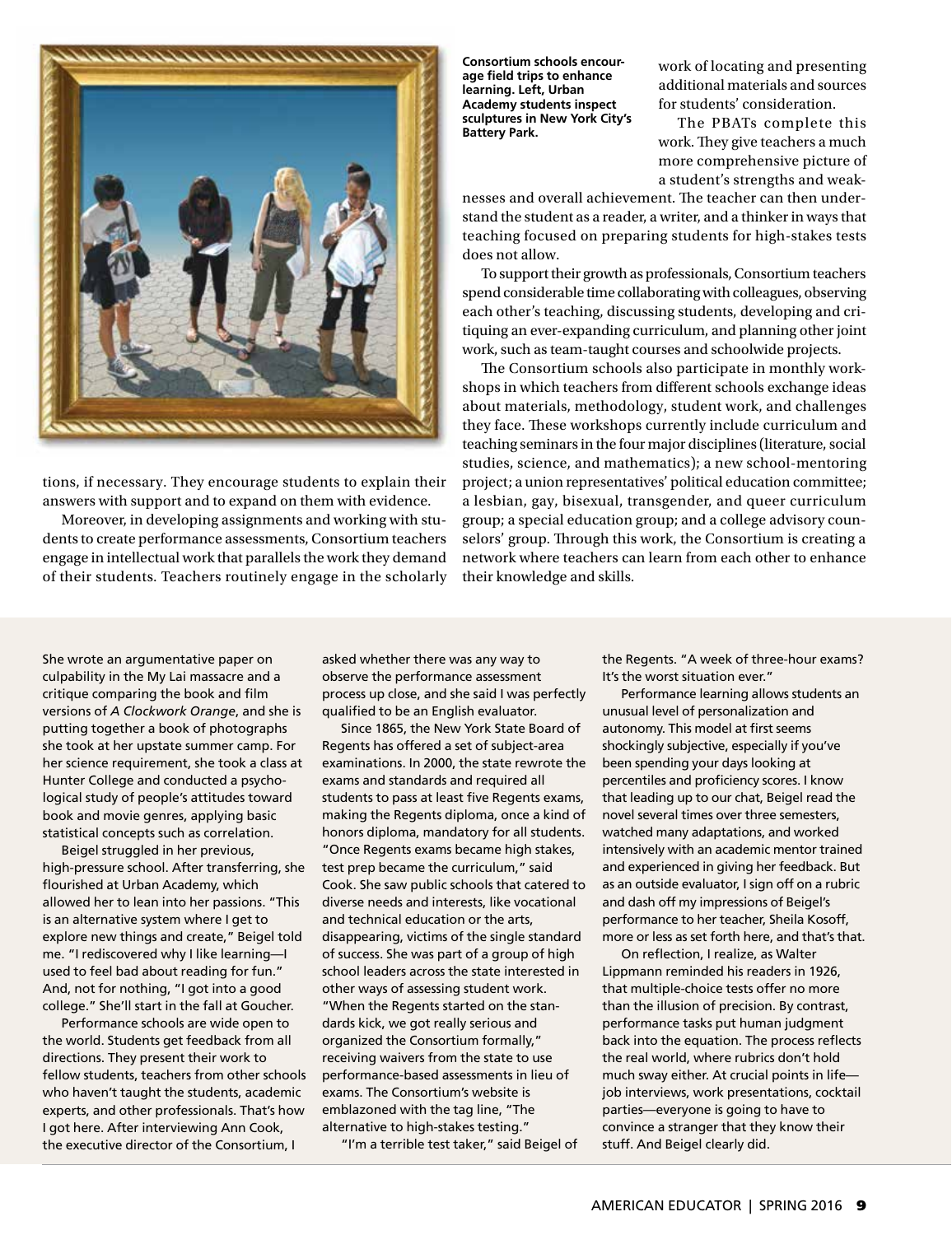**Consortium schools encourage field trips to enhance learning. Left, Urban Academy students inspect sculptures in New York City's Battery Park.**

tions, if necessary. They encourage students to explain their answers with support and to expand on them with evidence.

Moreover, in developing assignments and working with students to create performance assessments, Consortium teachers engage in intellectual work that parallels the work they demand of their students. Teachers routinely engage in the scholarly work of locating and presenting additional materials and sources for students' consideration.

The PBATs complete this work. They give teachers a much more comprehensive picture of a student's strengths and weaknesses and overall achievement. The teacher can then understand the student as a reader, a writer, and a thinker in ways that teaching focused on preparing students for high-stakes tests does not allow.

To support their growth as professionals, Consortium teachers spend considerable time collaborating with colleagues, observing each other's teaching, discussing students, developing and critiquing an ever-expanding curriculum, and planning other joint work, such as team-taught courses and schoolwide projects.

The Consortium schools also participate in monthly workshops in which teachers from different schools exchange ideas about materials, methodology, student work, and challenges they face. These workshops currently include curriculum and teaching seminars in the four major disciplines (literature, social studies, science, and mathematics); a new school-mentoring project; a union representatives' political education committee; a lesbian, gay, bisexual, transgender, and queer curriculum group; a special education group; and a college advisory counselors' group. Through this work, the Consortium is creating a network where teachers can learn from each other to enhance their knowledge and skills.

---

She wrote an argumentative paper on culpability in the My Lai massacre and a critique comparing the book and film versions of *A Clockwork Orange*, and she is putting together a book of photographs she took at her upstate summer camp. For her science requirement, she took a class at Hunter College and conducted a psychological study of people's attitudes toward book and movie genres, applying basic statistical concepts such as correlation.

Beigel struggled in her previous, high-pressure school. After transferring, she flourished at Urban Academy, which allowed her to lean into her passions. "This is an alternative system where I get to explore new things and create," Beigel told me. "I rediscovered why I like learning—I used to feel bad about reading for fun." And, not for nothing, "I got into a good college." She'll start in the fall at Goucher.

Performance schools are wide open to the world. Students get feedback from all directions. They present their work to fellow students, teachers from other schools who haven't taught the students, academic experts, and other professionals. That's how I got here. After interviewing Ann Cook, the executive director of the Consortium, I asked whether there was any way to observe the performance assessment process up close, and she said I was perfectly qualified to be an English evaluator.

Since 1865, the New York State Board of Regents has offered a set of subject-area examinations. In 2000, the state rewrote the exams and standards and required all students to pass at least five Regents exams, making the Regents diploma, once a kind of honors diploma, mandatory for all students. "Once Regents exams became high stakes, test prep became the curriculum," said Cook. She saw public schools that catered to diverse needs and interests, like vocational and technical education or the arts, disappearing, victims of the single standard of success. She was part of a group of high school leaders across the state interested in other ways of assessing student work. "When the Regents started on the standards kick, we got really serious and organized the Consortium formally," receiving waivers from the state to use performance-based assessments in lieu of exams. The Consortium's website is emblazoned with the tag line, "The alternative to high-stakes testing."

"I'm a terrible test taker," said Beigel of the Regents. "A week of three-hour exams? It's the worst situation ever."

Performance learning allows students an unusual level of personalization and autonomy. This model at first seems shockingly subjective, especially if you've been spending your days looking at percentiles and proficiency scores. I know that leading up to our chat, Beigel read the novel several times over three semesters, watched many adaptations, and worked intensively with an academic mentor trained and experienced in giving her feedback. But as an outside evaluator, I sign off on a rubric and dash off my impressions of Beigel's performance to her teacher, Sheila Kosoff, more or less as set forth here, and that's that.

On reflection, I realize, as Walter Lippmann reminded his readers in 1926, that multiple-choice tests offer no more than the illusion of precision. By contrast, performance tasks put human judgment back into the equation. The process reflects the real world, where rubrics don't hold much sway either. At crucial points in life—job interviews, work presentations, cocktail parties—everyone is going to have to convince a stranger that they know their stuff. And Beigel clearly did.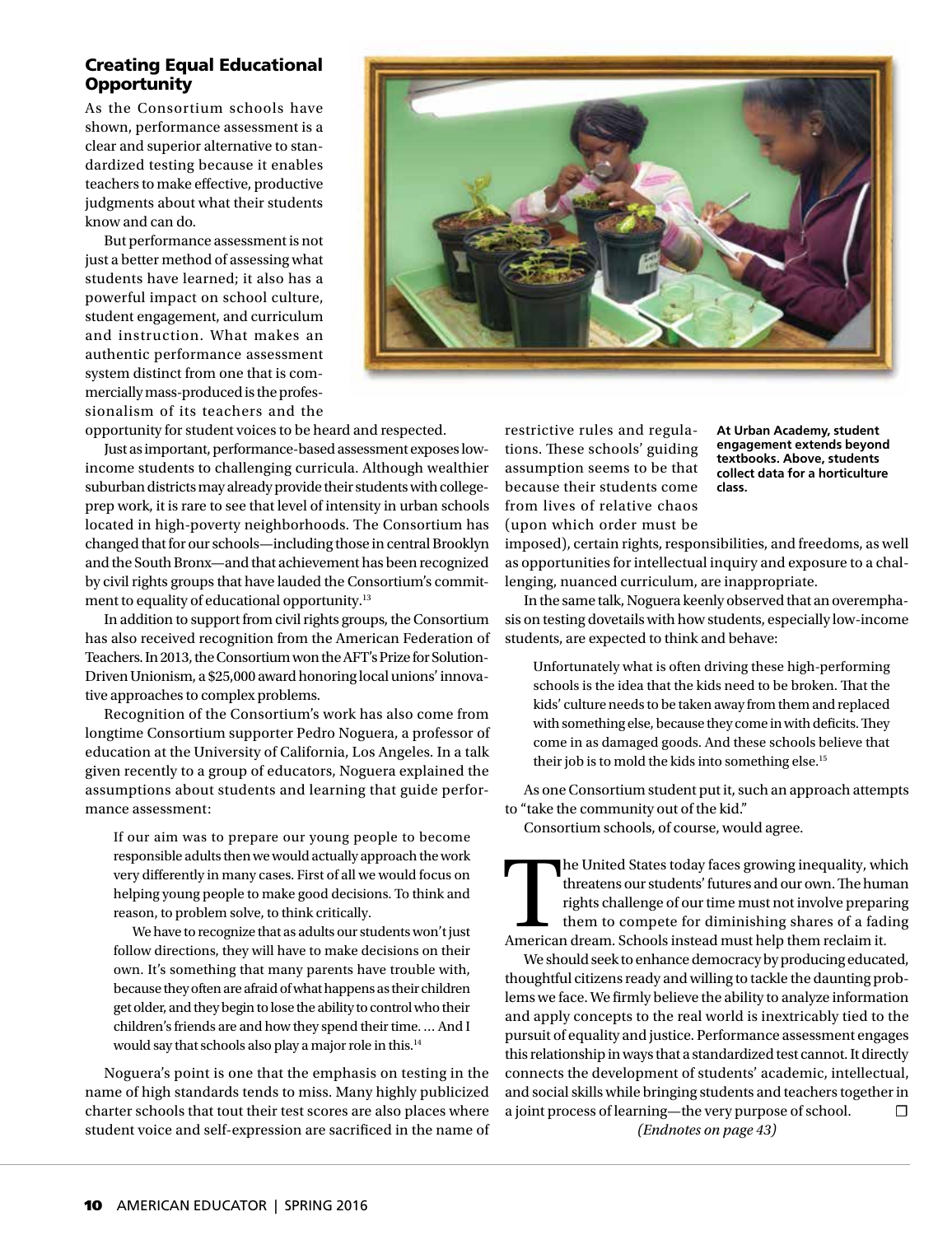## Creating Equal Educational Opportunity

As the Consortium schools have shown, performance assessment is a clear and superior alternative to standardized testing because it enables teachers to make effective, productive judgments about what their students know and can do.

But performance assessment is not just a better method of assessing what students have learned; it also has a powerful impact on school culture, student engagement, and curriculum and instruction. What makes an authentic performance assessment system distinct from one that is commercially mass-produced is the professionalism of its teachers and the opportunity for student voices to be heard and respected.

Just as important, performance-based assessment exposes low-income students to challenging curricula. Although wealthier suburban districts may already provide their students with college-prep work, it is rare to see that level of intensity in urban schools located in high-poverty neighborhoods. The Consortium has changed that for our schools—including those in central Brooklyn and the South Bronx—and that achievement has been recognized by civil rights groups that have lauded the Consortium's commitment to equality of educational opportunity.[13]

In addition to support from civil rights groups, the Consortium has also received recognition from the American Federation of Teachers. In 2013, the Consortium won the AFT's Prize for Solution-Driven Unionism, a $25,000 award honoring local unions' innovative approaches to complex problems.

Recognition of the Consortium's work has also come from longtime Consortium supporter Pedro Noguera, a professor of education at the University of California, Los Angeles. In a talk given recently to a group of educators, Noguera explained the assumptions about students and learning that guide performance assessment:

> If our aim was to prepare our young people to become responsible adults then we would actually approach the work very differently in many cases. First of all we would focus on helping young people to make good decisions. To think and reason, to problem solve, to think critically.
>
> We have to recognize that as adults our students won't just follow directions, they will have to make decisions on their own. It's something that many parents have trouble with, because they often are afraid of what happens as their children get older, and they begin to lose the ability to control who their children's friends are and how they spend their time. … And I would say that schools also play a major role in this.[14]

Noguera's point is one that the emphasis on testing in the name of high standards tends to miss. Many highly publicized charter schools that tout their test scores are also places where student voice and self-expression are sacrificed in the name of restrictive rules and regulations. These schools' guiding assumption seems to be that because their students come from lives of relative chaos (upon which order must be imposed), certain rights, responsibilities, and freedoms, as well as opportunities for intellectual inquiry and exposure to a challenging, nuanced curriculum, are inappropriate.

**At Urban Academy, student engagement extends beyond textbooks. Above, students collect data for a horticulture class.**

In the same talk, Noguera keenly observed that an overemphasis on testing dovetails with how students, especially low-income students, are expected to think and behave:

> Unfortunately what is often driving these high-performing schools is the idea that the kids need to be broken. That the kids' culture needs to be taken away from them and replaced with something else, because they come in with deficits. They come in as damaged goods. And these schools believe that their job is to mold the kids into something else.[15]

As one Consortium student put it, such an approach attempts to "take the community out of the kid."

Consortium schools, of course, would agree.

The United States today faces growing inequality, which threatens our students' futures and our own. The human rights challenge of our time must not involve preparing them to compete for diminishing shares of a fading American dream. Schools instead must help them reclaim it.

We should seek to enhance democracy by producing educated, thoughtful citizens ready and willing to tackle the daunting problems we face. We firmly believe the ability to analyze information and apply concepts to the real world is inextricably tied to the pursuit of equality and justice. Performance assessment engages this relationship in ways that a standardized test cannot. It directly connects the development of students' academic, intellectual, and social skills while bringing students and teachers together in a joint process of learning—the very purpose of school. ☐

*(Endnotes on page 43)*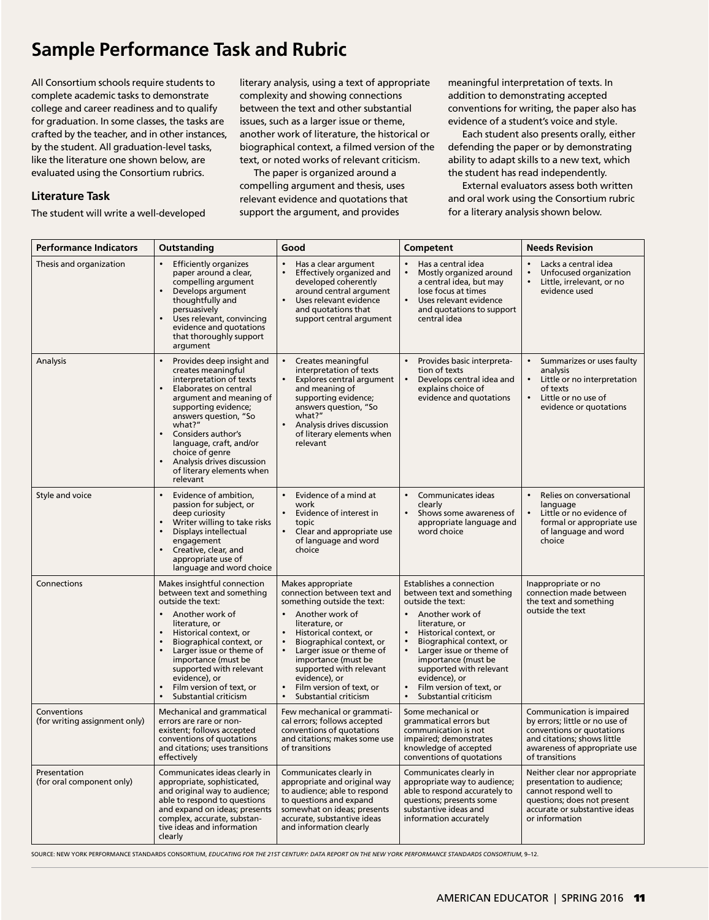## Sample Performance Task and Rubric

All Consortium schools require students to complete academic tasks to demonstrate college and career readiness and to qualify for graduation. In some classes, the tasks are crafted by the teacher, and in other instances, by the student. All graduation-level tasks, like the literature one shown below, are evaluated using the Consortium rubrics.

### Literature Task

The student will write a well-developed literary analysis, using a text of appropriate complexity and showing connections between the text and other substantial issues, such as a larger issue or theme, another work of literature, the historical or biographical context, a filmed version of the text, or noted works of relevant criticism.

The paper is organized around a compelling argument and thesis, uses relevant evidence and quotations that support the argument, and provides meaningful interpretation of texts. In addition to demonstrating accepted conventions for writing, the paper also has evidence of a student's voice and style.

Each student also presents orally, either defending the paper or by demonstrating ability to adapt skills to a new text, which the student has read independently.

External evaluators assess both written and oral work using the Consortium rubric for a literary analysis shown below.

| Performance Indicators | Outstanding | Good | Competent | Needs Revision |
|---|---|---|---|---|
| Thesis and organization | • Efficiently organizes paper around a clear, compelling argument<br>• Develops argument thoughtfully and persuasively<br>• Uses relevant, convincing evidence and quotations that thoroughly support argument | • Has a clear argument<br>• Effectively organized and developed coherently around central argument<br>• Uses relevant evidence and quotations that support central argument | • Has a central idea<br>• Mostly organized around a central idea, but may lose focus at times<br>• Uses relevant evidence and quotations to support central idea | • Lacks a central idea<br>• Unfocused organization<br>• Little, irrelevant, or no evidence used |
| Analysis | • Provides deep insight and creates meaningful interpretation of texts<br>• Elaborates on central argument and meaning of supporting evidence; answers question, "So what?"<br>• Considers author's language, craft, and/or choice of genre<br>• Analysis drives discussion of literary elements when relevant | • Creates meaningful interpretation of texts<br>• Explores central argument and meaning of supporting evidence; answers question, "So what?"<br>• Analysis drives discussion of literary elements when relevant | • Provides basic interpretation of texts<br>• Develops central idea and explains choice of evidence and quotations | • Summarizes or uses faulty analysis<br>• Little or no interpretation of texts<br>• Little or no use of evidence or quotations |
| Style and voice | • Evidence of ambition, passion for subject, or deep curiosity<br>• Writer willing to take risks<br>• Displays intellectual engagement<br>• Creative, clear, and appropriate use of language and word choice | • Evidence of a mind at work<br>• Evidence of interest in topic<br>• Clear and appropriate use of language and word choice | • Communicates ideas clearly<br>• Shows some awareness of appropriate language and word choice | • Relies on conversational language<br>• Little or no evidence of formal or appropriate use of language and word choice |
| Connections | Makes insightful connection between text and something outside the text:<br>• Another work of literature, or<br>• Historical context, or<br>• Biographical context, or<br>• Larger issue or theme of importance (must be supported with relevant evidence), or<br>• Film version of text, or<br>• Substantial criticism | Makes appropriate connection between text and something outside the text:<br>• Another work of literature, or<br>• Historical context, or<br>• Biographical context, or<br>• Larger issue or theme of importance (must be supported with relevant evidence), or<br>• Film version of text, or<br>• Substantial criticism | Establishes a connection between text and something outside the text:<br>• Another work of literature, or<br>• Historical context, or<br>• Biographical context, or<br>• Larger issue or theme of importance (must be supported with relevant evidence), or<br>• Film version of text, or<br>• Substantial criticism | Inappropriate or no connection made between the text and something outside the text |
| Conventions (for writing assignment only) | Mechanical and grammatical errors are rare or non-existent; follows accepted conventions of quotations and citations; uses transitions effectively | Few mechanical or grammatical errors; follows accepted conventions of quotations and citations; makes some use of transitions | Some mechanical or grammatical errors but communication is not impaired; demonstrates knowledge of accepted conventions of quotations | Communication is impaired by errors; little or no use of conventions or quotations and citations; shows little awareness of appropriate use of transitions |
| Presentation (for oral component only) | Communicates ideas clearly in appropriate, sophisticated, and original way to audience; able to respond to questions and expand on ideas; presents complex, accurate, substantive ideas and information clearly | Communicates clearly in appropriate and original way to audience; able to respond to questions and expand somewhat on ideas; presents accurate, substantive ideas and information clearly | Communicates clearly in appropriate way to audience; able to respond accurately to questions; presents some substantive ideas and information accurately | Neither clear nor appropriate presentation to audience; cannot respond well to questions; does not present accurate or substantive ideas or information |

SOURCE: NEW YORK PERFORMANCE STANDARDS CONSORTIUM, *EDUCATING FOR THE 21ST CENTURY: DATA REPORT ON THE NEW YORK PERFORMANCE STANDARDS CONSORTIUM*, 9–12.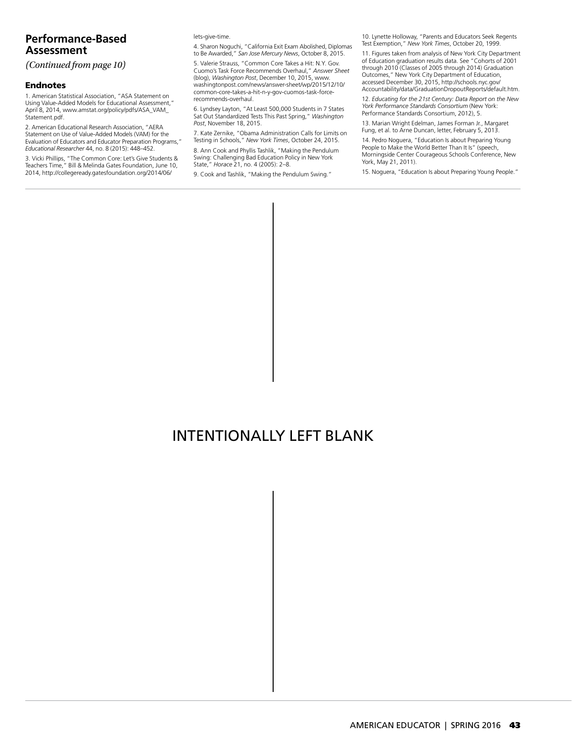## Performance-Based Assessment

*(Continued from page 10)*

### Endnotes

1. American Statistical Association, "ASA Statement on Using Value-Added Models for Educational Assessment," April 8, 2014, www.amstat.org/policy/pdfs/ASA_VAM_Statement.pdf.

2. American Educational Research Association, "AERA Statement on Use of Value-Added Models (VAM) for the Evaluation of Educators and Educator Preparation Programs," *Educational Researcher* 44, no. 8 (2015): 448–452.

3. Vicki Phillips, "The Common Core: Let's Give Students & Teachers Time," Bill & Melinda Gates Foundation, June 10, 2014, http://collegeready.gatesfoundation.org/2014/06/lets-give-time.

4. Sharon Noguchi, "California Exit Exam Abolished, Diplomas to Be Awarded," *San Jose Mercury News*, October 8, 2015.

5. Valerie Strauss, "Common Core Takes a Hit: N.Y. Gov. Cuomo's Task Force Recommends Overhaul," *Answer Sheet* (blog), *Washington Post*, December 10, 2015, www.washingtonpost.com/news/answer-sheet/wp/2015/12/10/common-core-takes-a-hit-n-y-gov-cuomos-task-force-recommends-overhaul.

6. Lyndsey Layton, "At Least 500,000 Students in 7 States Sat Out Standardized Tests This Past Spring," *Washington Post*, November 18, 2015.

7. Kate Zernike, "Obama Administration Calls for Limits on Testing in Schools," *New York Times*, October 24, 2015.

8. Ann Cook and Phyllis Tashlik, "Making the Pendulum Swing: Challenging Bad Education Policy in New York State," *Horace* 21, no. 4 (2005): 2–8.

9. Cook and Tashlik, "Making the Pendulum Swing."

10. Lynette Holloway, "Parents and Educators Seek Regents Test Exemption," *New York Times*, October 20, 1999.

11. Figures taken from analysis of New York City Department of Education graduation results data. See "Cohorts of 2001 through 2010 (Classes of 2005 through 2014) Graduation Outcomes," New York City Department of Education, accessed December 30, 2015, http://schools.nyc.gov/Accountability/data/GraduationDropoutReports/default.htm.

12. *Educating for the 21st Century: Data Report on the New York Performance Standards Consortium* (New York: Performance Standards Consortium, 2012), 5.

13. Marian Wright Edelman, James Forman Jr., Margaret Fung, et al. to Arne Duncan, letter, February 5, 2013.

14. Pedro Noguera, "Education Is about Preparing Young People to Make the World Better Than It Is" (speech, Morningside Center Courageous Schools Conference, New York, May 21, 2011).

15. Noguera, "Education Is about Preparing Young People."

INTENTIONALLY LEFT BLANK